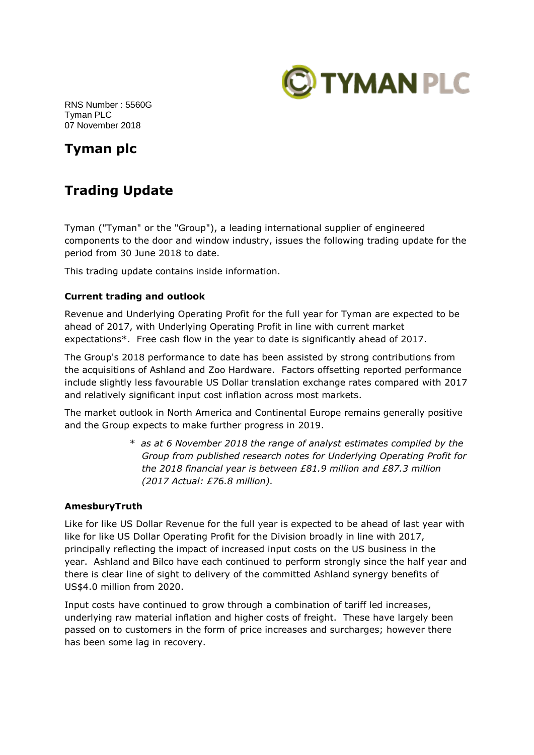RNS Number : 5560G
Tyman PLC
07 November 2018

# Tyman plc

# Trading Update

Tyman ("Tyman" or the "Group"), a leading international supplier of engineered components to the door and window industry, issues the following trading update for the period from 30 June 2018 to date.

This trading update contains inside information.

### Current trading and outlook

Revenue and Underlying Operating Profit for the full year for Tyman are expected to be ahead of 2017, with Underlying Operating Profit in line with current market expectations*. Free cash flow in the year to date is significantly ahead of 2017.

The Group's 2018 performance to date has been assisted by strong contributions from the acquisitions of Ashland and Zoo Hardware. Factors offsetting reported performance include slightly less favourable US Dollar translation exchange rates compared with 2017 and relatively significant input cost inflation across most markets.

The market outlook in North America and Continental Europe remains generally positive and the Group expects to make further progress in 2019.

> * *as at 6 November 2018 the range of analyst estimates compiled by the Group from published research notes for Underlying Operating Profit for the 2018 financial year is between £81.9 million and £87.3 million (2017 Actual: £76.8 million).*

### AmesburyTruth

Like for like US Dollar Revenue for the full year is expected to be ahead of last year with like for like US Dollar Operating Profit for the Division broadly in line with 2017, principally reflecting the impact of increased input costs on the US business in the year. Ashland and Bilco have each continued to perform strongly since the half year and there is clear line of sight to delivery of the committed Ashland synergy benefits of US$4.0 million from 2020.

Input costs have continued to grow through a combination of tariff led increases, underlying raw material inflation and higher costs of freight. These have largely been passed on to customers in the form of price increases and surcharges; however there has been some lag in recovery.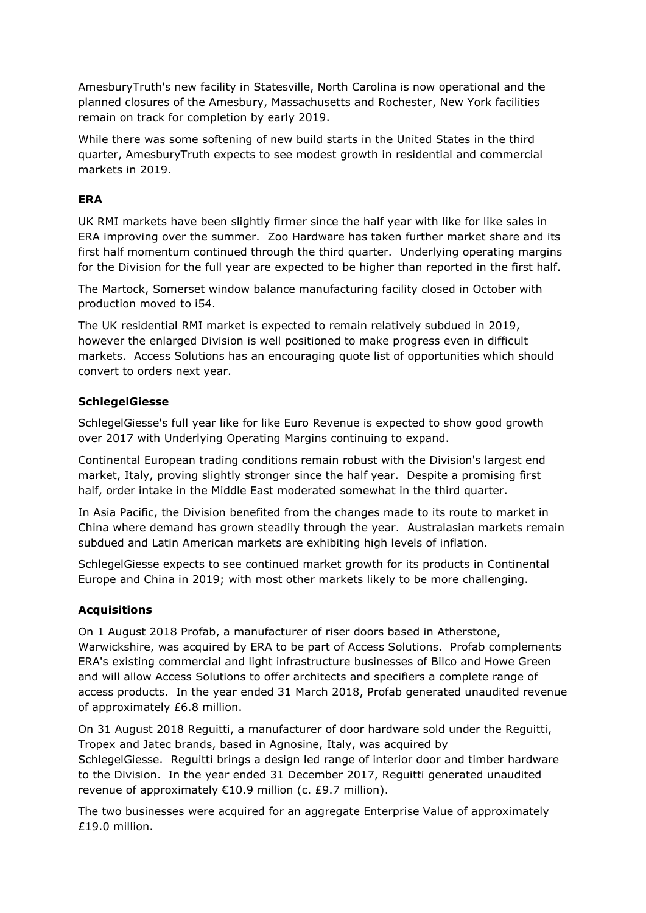AmesburyTruth's new facility in Statesville, North Carolina is now operational and the planned closures of the Amesbury, Massachusetts and Rochester, New York facilities remain on track for completion by early 2019.

While there was some softening of new build starts in the United States in the third quarter, AmesburyTruth expects to see modest growth in residential and commercial markets in 2019.

**ERA**

UK RMI markets have been slightly firmer since the half year with like for like sales in ERA improving over the summer. Zoo Hardware has taken further market share and its first half momentum continued through the third quarter. Underlying operating margins for the Division for the full year are expected to be higher than reported in the first half.

The Martock, Somerset window balance manufacturing facility closed in October with production moved to i54.

The UK residential RMI market is expected to remain relatively subdued in 2019, however the enlarged Division is well positioned to make progress even in difficult markets. Access Solutions has an encouraging quote list of opportunities which should convert to orders next year.

**SchlegelGiesse**

SchlegelGiesse's full year like for like Euro Revenue is expected to show good growth over 2017 with Underlying Operating Margins continuing to expand.

Continental European trading conditions remain robust with the Division's largest end market, Italy, proving slightly stronger since the half year. Despite a promising first half, order intake in the Middle East moderated somewhat in the third quarter.

In Asia Pacific, the Division benefited from the changes made to its route to market in China where demand has grown steadily through the year. Australasian markets remain subdued and Latin American markets are exhibiting high levels of inflation.

SchlegelGiesse expects to see continued market growth for its products in Continental Europe and China in 2019; with most other markets likely to be more challenging.

**Acquisitions**

On 1 August 2018 Profab, a manufacturer of riser doors based in Atherstone, Warwickshire, was acquired by ERA to be part of Access Solutions. Profab complements ERA's existing commercial and light infrastructure businesses of Bilco and Howe Green and will allow Access Solutions to offer architects and specifiers a complete range of access products. In the year ended 31 March 2018, Profab generated unaudited revenue of approximately £6.8 million.

On 31 August 2018 Reguitti, a manufacturer of door hardware sold under the Reguitti, Tropex and Jatec brands, based in Agnosine, Italy, was acquired by SchlegelGiesse. Reguitti brings a design led range of interior door and timber hardware to the Division. In the year ended 31 December 2017, Reguitti generated unaudited revenue of approximately €10.9 million (c. £9.7 million).

The two businesses were acquired for an aggregate Enterprise Value of approximately £19.0 million.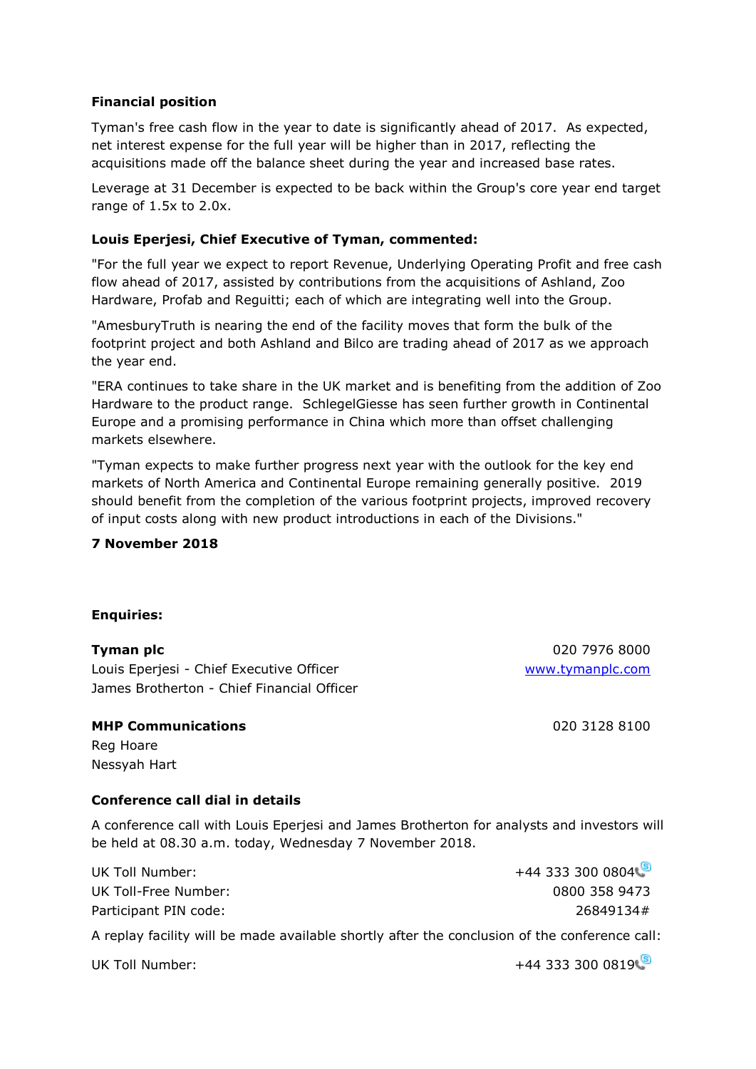**Financial position**

Tyman's free cash flow in the year to date is significantly ahead of 2017. As expected, net interest expense for the full year will be higher than in 2017, reflecting the acquisitions made off the balance sheet during the year and increased base rates.

Leverage at 31 December is expected to be back within the Group's core year end target range of 1.5x to 2.0x.

**Louis Eperjesi, Chief Executive of Tyman, commented:**

"For the full year we expect to report Revenue, Underlying Operating Profit and free cash flow ahead of 2017, assisted by contributions from the acquisitions of Ashland, Zoo Hardware, Profab and Reguitti; each of which are integrating well into the Group.

"AmesburyTruth is nearing the end of the facility moves that form the bulk of the footprint project and both Ashland and Bilco are trading ahead of 2017 as we approach the year end.

"ERA continues to take share in the UK market and is benefiting from the addition of Zoo Hardware to the product range. SchlegelGiesse has seen further growth in Continental Europe and a promising performance in China which more than offset challenging markets elsewhere.

"Tyman expects to make further progress next year with the outlook for the key end markets of North America and Continental Europe remaining generally positive. 2019 should benefit from the completion of the various footprint projects, improved recovery of input costs along with new product introductions in each of the Divisions."

**7 November 2018**

**Enquiries:**

| | |
|---|---|
| **Tyman plc** | 020 7976 8000 |
| Louis Eperjesi - Chief Executive Officer | www.tymanplc.com |
| James Brotherton - Chief Financial Officer | |
| | |
| **MHP Communications** | 020 3128 8100 |
| Reg Hoare | |
| Nessyah Hart | |

**Conference call dial in details**

A conference call with Louis Eperjesi and James Brotherton for analysts and investors will be held at 08.30 a.m. today, Wednesday 7 November 2018.

| | |
|---|---|
| UK Toll Number: | +44 333 300 0804 |
| UK Toll-Free Number: | 0800 358 9473 |
| Participant PIN code: | 26849134# |

A replay facility will be made available shortly after the conclusion of the conference call:

| | |
|---|---|
| UK Toll Number: | +44 333 300 0819 |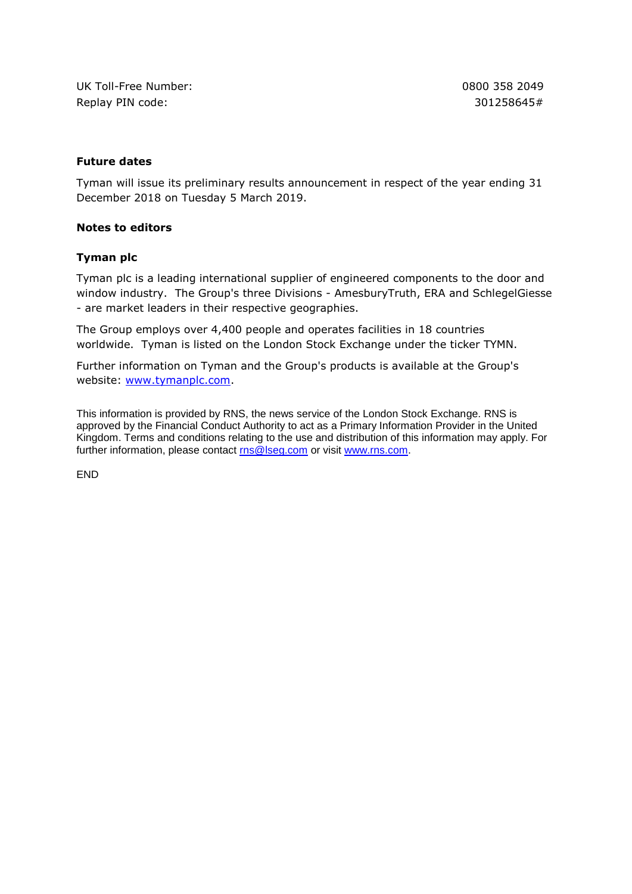| | |
|---|---|
| UK Toll-Free Number: | 0800 358 2049 |
| Replay PIN code: | 301258645# |

**Future dates**

Tyman will issue its preliminary results announcement in respect of the year ending 31 December 2018 on Tuesday 5 March 2019.

**Notes to editors**

**Tyman plc**

Tyman plc is a leading international supplier of engineered components to the door and window industry. The Group's three Divisions - AmesburyTruth, ERA and SchlegelGiesse - are market leaders in their respective geographies.

The Group employs over 4,400 people and operates facilities in 18 countries worldwide. Tyman is listed on the London Stock Exchange under the ticker TYMN.

Further information on Tyman and the Group's products is available at the Group's website: www.tymanplc.com.

This information is provided by RNS, the news service of the London Stock Exchange. RNS is approved by the Financial Conduct Authority to act as a Primary Information Provider in the United Kingdom. Terms and conditions relating to the use and distribution of this information may apply. For further information, please contact rns@lseg.com or visit www.rns.com.

END